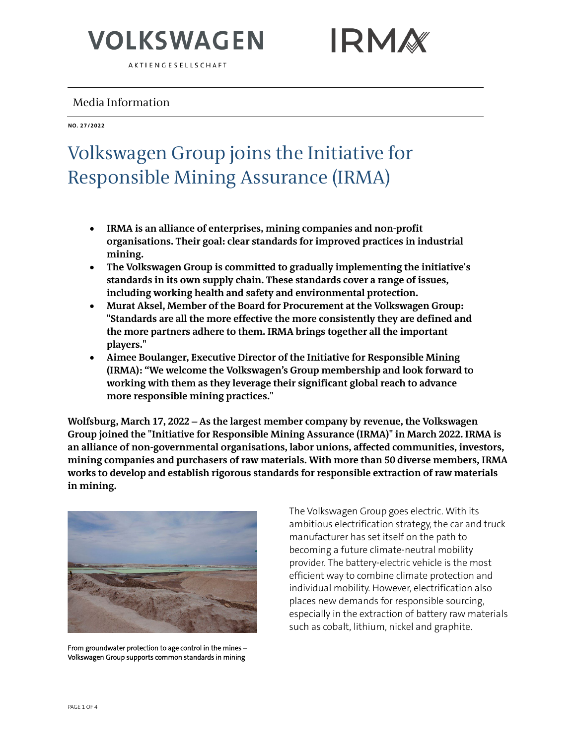VOLKSWAGEN

AKTIENGESELLSCHAFT

IRMA

Media Information

**NO. 27/2022**

# Volkswagen Group joins the Initiative for Responsible Mining Assurance (IRMA)

- **IRMA is an alliance of enterprises, mining companies and non-profit organisations. Their goal: clear standards for improved practices in industrial mining.**
- **The Volkswagen Group is committed to gradually implementing the initiative's standards in its own supply chain. These standards cover a range of issues, including working health and safety and environmental protection.**
- **Murat Aksel, Member of the Board for Procurement at the Volkswagen Group: "Standards are all the more effective the more consistently they are defined and the more partners adhere to them. IRMA brings together all the important players."**
- **Aimee Boulanger, Executive Director of the Initiative for Responsible Mining (IRMA): "We welcome the Volkswagen's Group membership and look forward to working with them as they leverage their significant global reach to advance more responsible mining practices."**

**Wolfsburg, March 17, 2022 – As the largest member company by revenue, the Volkswagen Group joined the "Initiative for Responsible Mining Assurance (IRMA)" in March 2022. IRMA is an alliance of non-governmental organisations, labor unions, affected communities, investors, mining companies and purchasers of raw materials. With more than 50 diverse members, IRMA works to develop and establish rigorous standards for responsible extraction of raw materials in mining.**

From groundwater protection to age control in the mines – Volkswagen Group supports common standards in mining

The Volkswagen Group goes electric. With its ambitious electrification strategy, the car and truck manufacturer has set itself on the path to becoming a future climate-neutral mobility provider. The battery-electric vehicle is the most efficient way to combine climate protection and individual mobility. However, electrification also places new demands for responsible sourcing, especially in the extraction of battery raw materials such as cobalt, lithium, nickel and graphite.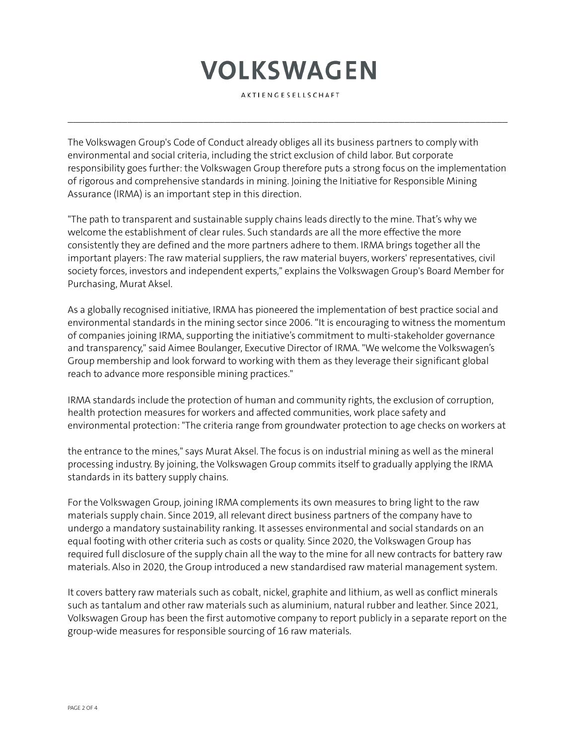The Volkswagen Group's Code of Conduct already obliges all its business partners to comply with environmental and social criteria, including the strict exclusion of child labor. But corporate responsibility goes further: the Volkswagen Group therefore puts a strong focus on the implementation of rigorous and comprehensive standards in mining. Joining the Initiative for Responsible Mining Assurance (IRMA) is an important step in this direction.

"The path to transparent and sustainable supply chains leads directly to the mine. That's why we welcome the establishment of clear rules. Such standards are all the more effective the more consistently they are defined and the more partners adhere to them. IRMA brings together all the important players: The raw material suppliers, the raw material buyers, workers' representatives, civil society forces, investors and independent experts," explains the Volkswagen Group's Board Member for Purchasing, Murat Aksel.

As a globally recognised initiative, IRMA has pioneered the implementation of best practice social and environmental standards in the mining sector since 2006. "It is encouraging to witness the momentum of companies joining IRMA, supporting the initiative's commitment to multi-stakeholder governance and transparency," said Aimee Boulanger, Executive Director of IRMA. "We welcome the Volkswagen's Group membership and look forward to working with them as they leverage their significant global reach to advance more responsible mining practices."

IRMA standards include the protection of human and community rights, the exclusion of corruption, health protection measures for workers and affected communities, work place safety and environmental protection: "The criteria range from groundwater protection to age checks on workers at the entrance to the mines," says Murat Aksel. The focus is on industrial mining as well as the mineral processing industry. By joining, the Volkswagen Group commits itself to gradually applying the IRMA standards in its battery supply chains.

For the Volkswagen Group, joining IRMA complements its own measures to bring light to the raw materials supply chain. Since 2019, all relevant direct business partners of the company have to undergo a mandatory sustainability ranking. It assesses environmental and social standards on an equal footing with other criteria such as costs or quality. Since 2020, the Volkswagen Group has required full disclosure of the supply chain all the way to the mine for all new contracts for battery raw materials. Also in 2020, the Group introduced a new standardised raw material management system.

It covers battery raw materials such as cobalt, nickel, graphite and lithium, as well as conflict minerals such as tantalum and other raw materials such as aluminium, natural rubber and leather. Since 2021, Volkswagen Group has been the first automotive company to report publicly in a separate report on the group-wide measures for responsible sourcing of 16 raw materials.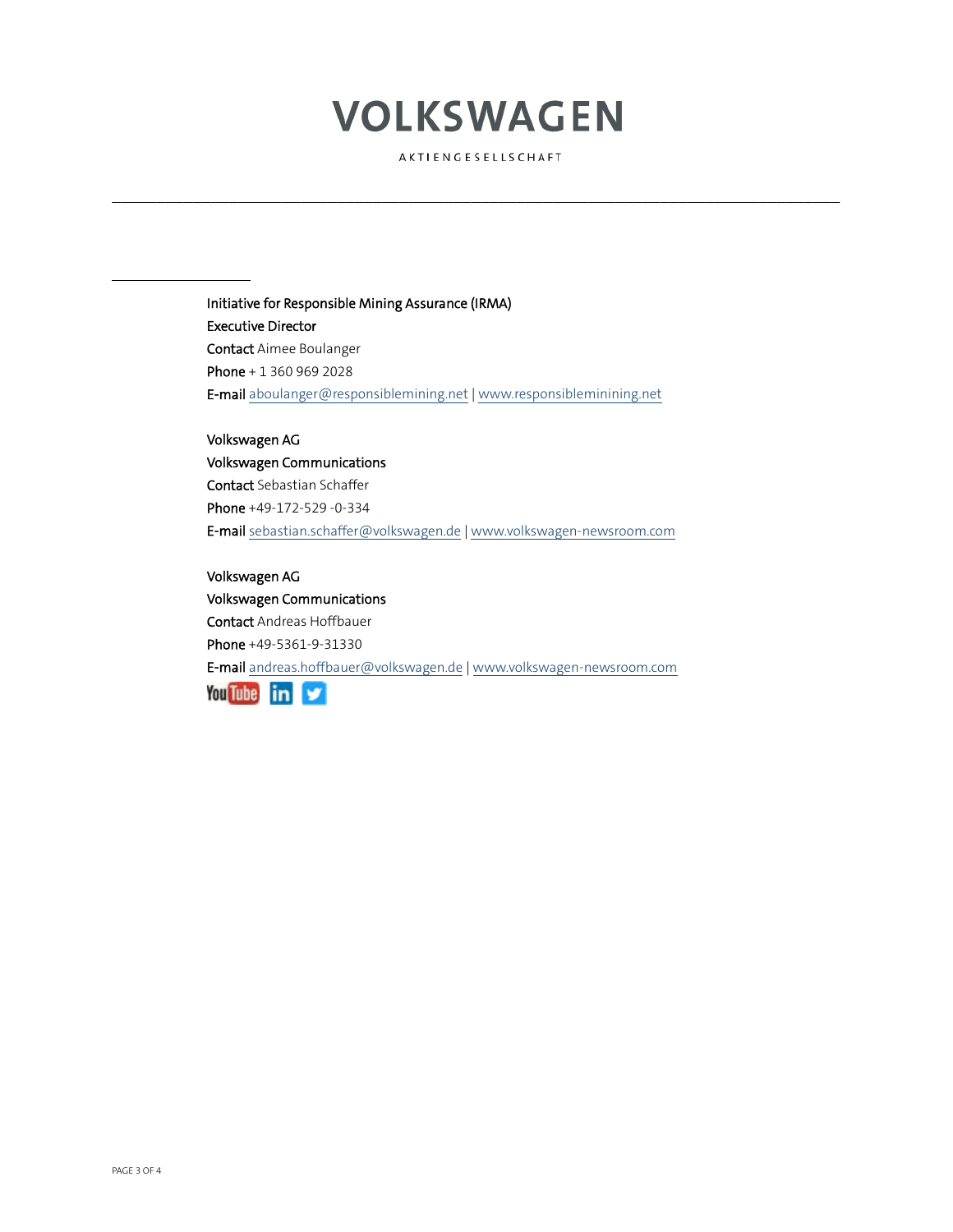**VOLKSWAGEN**

AKTIENGESELLSCHAFT

---

**Initiative for Responsible Mining Assurance (IRMA)**
**Executive Director**
**Contact** Aimee Boulanger
**Phone** + 1 360 969 2028
**E-mail** aboulanger@responsiblemining.net | www.responsibleminining.net

**Volkswagen AG**
**Volkswagen Communications**
**Contact** Sebastian Schaffer
**Phone** +49-172-529 -0-334
**E-mail** sebastian.schaffer@volkswagen.de | www.volkswagen-newsroom.com

**Volkswagen AG**
**Volkswagen Communications**
**Contact** Andreas Hoffbauer
**Phone** +49-5361-9-31330
**E-mail** andreas.hoffbauer@volkswagen.de | www.volkswagen-newsroom.com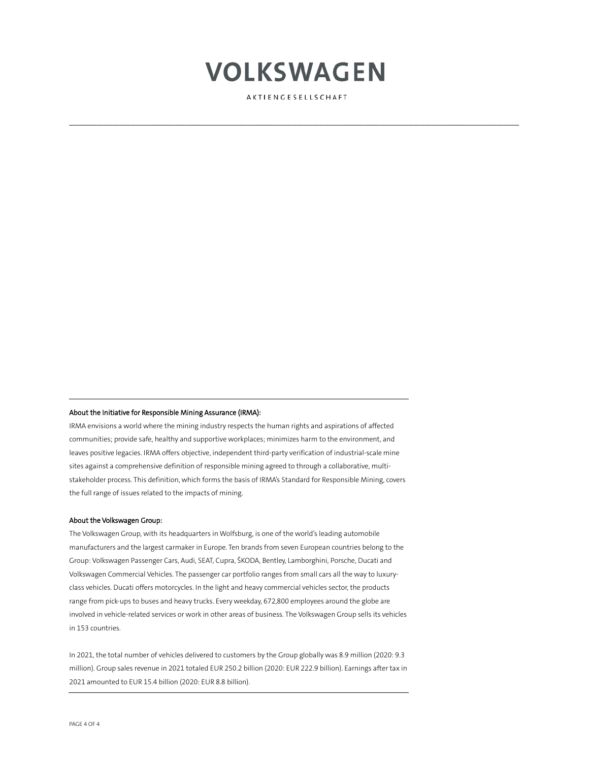**About the Initiative for Responsible Mining Assurance (IRMA):**

IRMA envisions a world where the mining industry respects the human rights and aspirations of affected communities; provide safe, healthy and supportive workplaces; minimizes harm to the environment, and leaves positive legacies. IRMA offers objective, independent third-party verification of industrial-scale mine sites against a comprehensive definition of responsible mining agreed to through a collaborative, multi-stakeholder process. This definition, which forms the basis of IRMA's Standard for Responsible Mining, covers the full range of issues related to the impacts of mining.

**About the Volkswagen Group:**

The Volkswagen Group, with its headquarters in Wolfsburg, is one of the world's leading automobile manufacturers and the largest carmaker in Europe. Ten brands from seven European countries belong to the Group: Volkswagen Passenger Cars, Audi, SEAT, Cupra, ŠKODA, Bentley, Lamborghini, Porsche, Ducati and Volkswagen Commercial Vehicles. The passenger car portfolio ranges from small cars all the way to luxury-class vehicles. Ducati offers motorcycles. In the light and heavy commercial vehicles sector, the products range from pick-ups to buses and heavy trucks. Every weekday, 672,800 employees around the globe are involved in vehicle-related services or work in other areas of business. The Volkswagen Group sells its vehicles in 153 countries.

In 2021, the total number of vehicles delivered to customers by the Group globally was 8.9 million (2020: 9.3 million). Group sales revenue in 2021 totaled EUR 250.2 billion (2020: EUR 222.9 billion). Earnings after tax in 2021 amounted to EUR 15.4 billion (2020: EUR 8.8 billion).